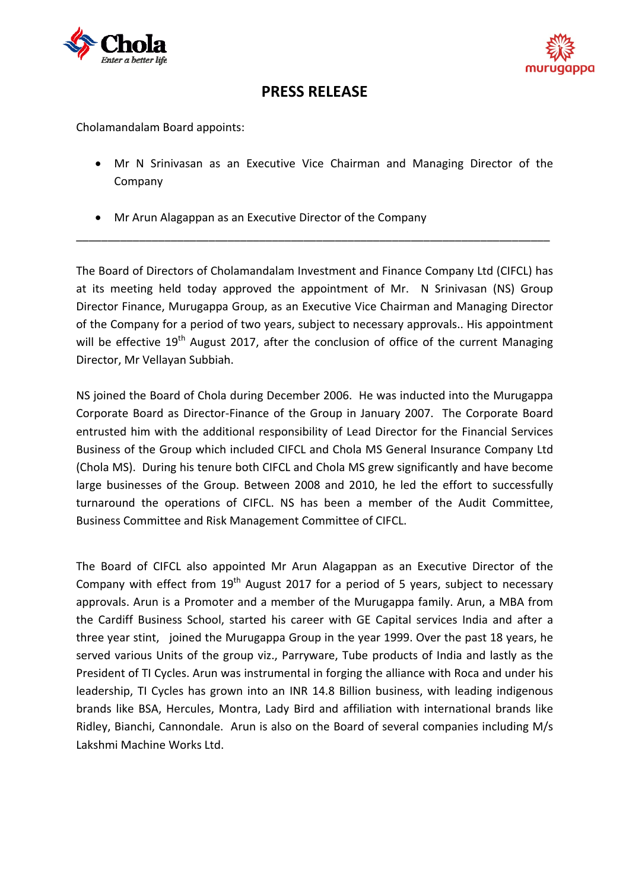# PRESS RELEASE

Cholamandalam Board appoints:

- Mr N Srinivasan as an Executive Vice Chairman and Managing Director of the Company
- Mr Arun Alagappan as an Executive Director of the Company

---

The Board of Directors of Cholamandalam Investment and Finance Company Ltd (CIFCL) has at its meeting held today approved the appointment of Mr. N Srinivasan (NS) Group Director Finance, Murugappa Group, as an Executive Vice Chairman and Managing Director of the Company for a period of two years, subject to necessary approvals.. His appointment will be effective 19th August 2017, after the conclusion of office of the current Managing Director, Mr Vellayan Subbiah.

NS joined the Board of Chola during December 2006. He was inducted into the Murugappa Corporate Board as Director-Finance of the Group in January 2007. The Corporate Board entrusted him with the additional responsibility of Lead Director for the Financial Services Business of the Group which included CIFCL and Chola MS General Insurance Company Ltd (Chola MS). During his tenure both CIFCL and Chola MS grew significantly and have become large businesses of the Group. Between 2008 and 2010, he led the effort to successfully turnaround the operations of CIFCL. NS has been a member of the Audit Committee, Business Committee and Risk Management Committee of CIFCL.

The Board of CIFCL also appointed Mr Arun Alagappan as an Executive Director of the Company with effect from 19th August 2017 for a period of 5 years, subject to necessary approvals. Arun is a Promoter and a member of the Murugappa family. Arun, a MBA from the Cardiff Business School, started his career with GE Capital services India and after a three year stint, joined the Murugappa Group in the year 1999. Over the past 18 years, he served various Units of the group viz., Parryware, Tube products of India and lastly as the President of TI Cycles. Arun was instrumental in forging the alliance with Roca and under his leadership, TI Cycles has grown into an INR 14.8 Billion business, with leading indigenous brands like BSA, Hercules, Montra, Lady Bird and affiliation with international brands like Ridley, Bianchi, Cannondale. Arun is also on the Board of several companies including M/s Lakshmi Machine Works Ltd.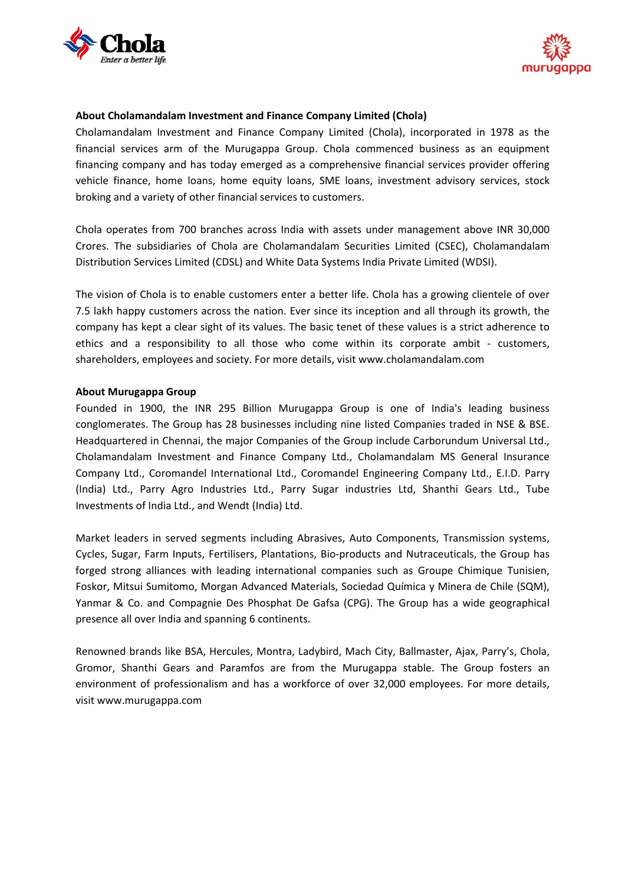**About Cholamandalam Investment and Finance Company Limited (Chola)**

Cholamandalam Investment and Finance Company Limited (Chola), incorporated in 1978 as the financial services arm of the Murugappa Group. Chola commenced business as an equipment financing company and has today emerged as a comprehensive financial services provider offering vehicle finance, home loans, home equity loans, SME loans, investment advisory services, stock broking and a variety of other financial services to customers.

Chola operates from 700 branches across India with assets under management above INR 30,000 Crores. The subsidiaries of Chola are Cholamandalam Securities Limited (CSEC), Cholamandalam Distribution Services Limited (CDSL) and White Data Systems India Private Limited (WDSI).

The vision of Chola is to enable customers enter a better life. Chola has a growing clientele of over 7.5 lakh happy customers across the nation. Ever since its inception and all through its growth, the company has kept a clear sight of its values. The basic tenet of these values is a strict adherence to ethics and a responsibility to all those who come within its corporate ambit - customers, shareholders, employees and society. For more details, visit www.cholamandalam.com

**About Murugappa Group**

Founded in 1900, the INR 295 Billion Murugappa Group is one of India's leading business conglomerates. The Group has 28 businesses including nine listed Companies traded in NSE & BSE. Headquartered in Chennai, the major Companies of the Group include Carborundum Universal Ltd., Cholamandalam Investment and Finance Company Ltd., Cholamandalam MS General Insurance Company Ltd., Coromandel International Ltd., Coromandel Engineering Company Ltd., E.I.D. Parry (India) Ltd., Parry Agro Industries Ltd., Parry Sugar industries Ltd, Shanthi Gears Ltd., Tube Investments of India Ltd., and Wendt (India) Ltd.

Market leaders in served segments including Abrasives, Auto Components, Transmission systems, Cycles, Sugar, Farm Inputs, Fertilisers, Plantations, Bio-products and Nutraceuticals, the Group has forged strong alliances with leading international companies such as Groupe Chimique Tunisien, Foskor, Mitsui Sumitomo, Morgan Advanced Materials, Sociedad Química y Minera de Chile (SQM), Yanmar & Co. and Compagnie Des Phosphat De Gafsa (CPG). The Group has a wide geographical presence all over India and spanning 6 continents.

Renowned brands like BSA, Hercules, Montra, Ladybird, Mach City, Ballmaster, Ajax, Parry's, Chola, Gromor, Shanthi Gears and Paramfos are from the Murugappa stable. The Group fosters an environment of professionalism and has a workforce of over 32,000 employees. For more details, visit www.murugappa.com